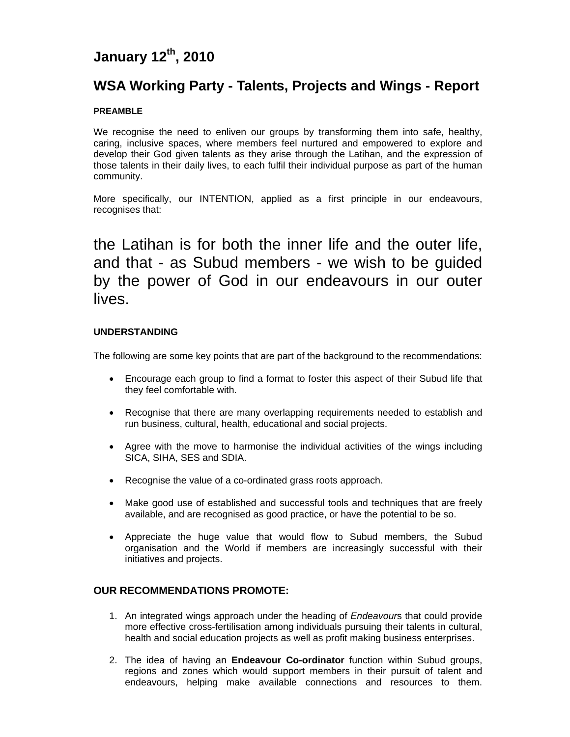# January 12th, 2010

# WSA Working Party - Talents, Projects and Wings - Report

**PREAMBLE**

We recognise the need to enliven our groups by transforming them into safe, healthy, caring, inclusive spaces, where members feel nurtured and empowered to explore and develop their God given talents as they arise through the Latihan, and the expression of those talents in their daily lives, to each fulfil their individual purpose as part of the human community.

More specifically, our INTENTION, applied as a first principle in our endeavours, recognises that:

> the Latihan is for both the inner life and the outer life, and that - as Subud members - we wish to be guided by the power of God in our endeavours in our outer lives.

**UNDERSTANDING**

The following are some key points that are part of the background to the recommendations:

- Encourage each group to find a format to foster this aspect of their Subud life that they feel comfortable with.
- Recognise that there are many overlapping requirements needed to establish and run business, cultural, health, educational and social projects.
- Agree with the move to harmonise the individual activities of the wings including SICA, SIHA, SES and SDIA.
- Recognise the value of a co-ordinated grass roots approach.
- Make good use of established and successful tools and techniques that are freely available, and are recognised as good practice, or have the potential to be so.
- Appreciate the huge value that would flow to Subud members, the Subud organisation and the World if members are increasingly successful with their initiatives and projects.

**OUR RECOMMENDATIONS PROMOTE:**

1. An integrated wings approach under the heading of *Endeavours* that could provide more effective cross-fertilisation among individuals pursuing their talents in cultural, health and social education projects as well as profit making business enterprises.
2. The idea of having an **Endeavour Co-ordinator** function within Subud groups, regions and zones which would support members in their pursuit of talent and endeavours, helping make available connections and resources to them.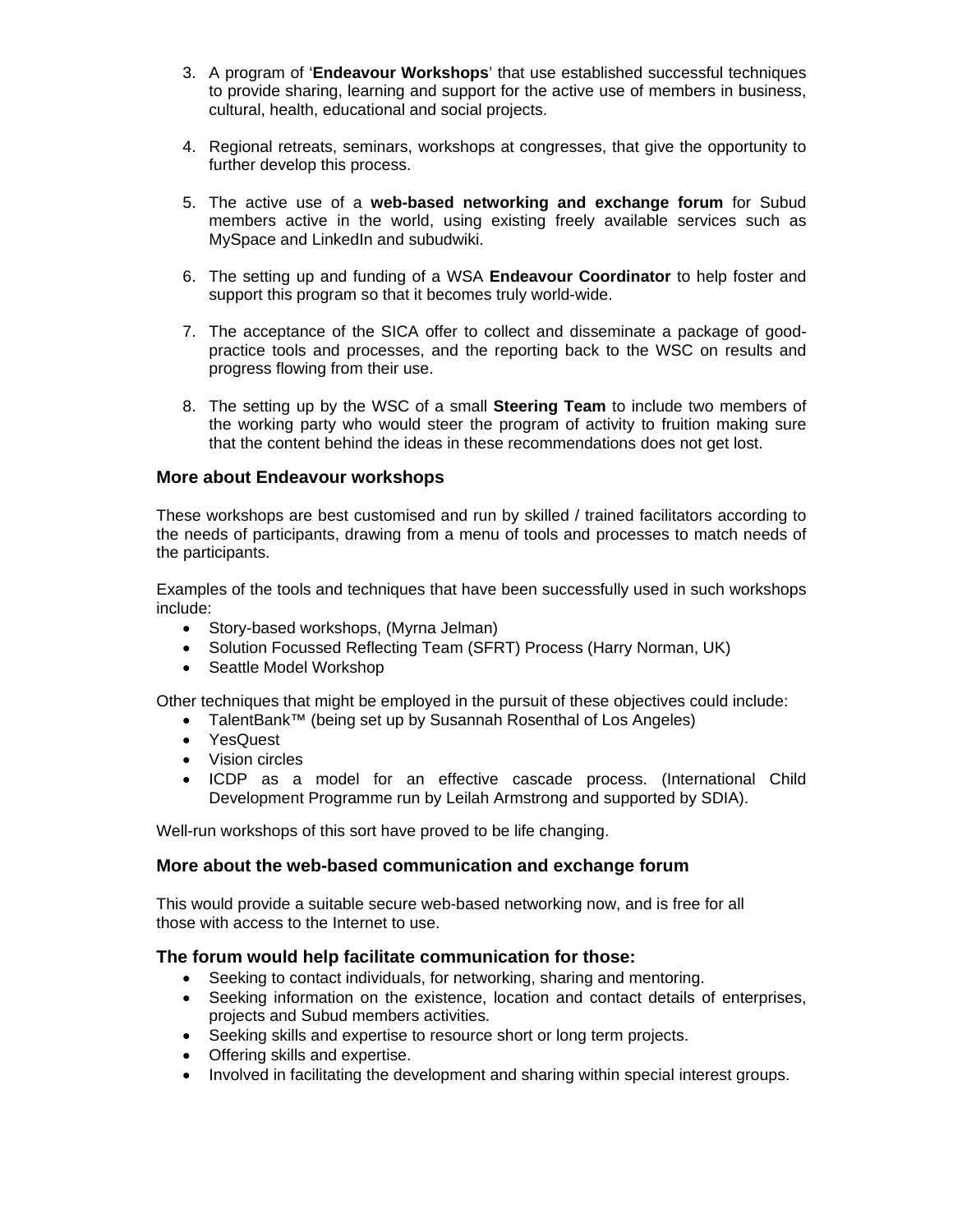3. A program of '**Endeavour Workshops**' that use established successful techniques to provide sharing, learning and support for the active use of members in business, cultural, health, educational and social projects.

4. Regional retreats, seminars, workshops at congresses, that give the opportunity to further develop this process.

5. The active use of a **web-based networking and exchange forum** for Subud members active in the world, using existing freely available services such as MySpace and LinkedIn and subudwiki.

6. The setting up and funding of a WSA **Endeavour Coordinator** to help foster and support this program so that it becomes truly world-wide.

7. The acceptance of the SICA offer to collect and disseminate a package of good-practice tools and processes, and the reporting back to the WSC on results and progress flowing from their use.

8. The setting up by the WSC of a small **Steering Team** to include two members of the working party who would steer the program of activity to fruition making sure that the content behind the ideas in these recommendations does not get lost.

### More about Endeavour workshops

These workshops are best customised and run by skilled / trained facilitators according to the needs of participants, drawing from a menu of tools and processes to match needs of the participants.

Examples of the tools and techniques that have been successfully used in such workshops include:

- Story-based workshops, (Myrna Jelman)
- Solution Focussed Reflecting Team (SFRT) Process (Harry Norman, UK)
- Seattle Model Workshop

Other techniques that might be employed in the pursuit of these objectives could include:

- TalentBank™ (being set up by Susannah Rosenthal of Los Angeles)
- YesQuest
- Vision circles
- ICDP as a model for an effective cascade process. (International Child Development Programme run by Leilah Armstrong and supported by SDIA).

Well-run workshops of this sort have proved to be life changing.

### More about the web-based communication and exchange forum

This would provide a suitable secure web-based networking now, and is free for all those with access to the Internet to use.

### The forum would help facilitate communication for those:

- Seeking to contact individuals, for networking, sharing and mentoring.
- Seeking information on the existence, location and contact details of enterprises, projects and Subud members activities.
- Seeking skills and expertise to resource short or long term projects.
- Offering skills and expertise.
- Involved in facilitating the development and sharing within special interest groups.